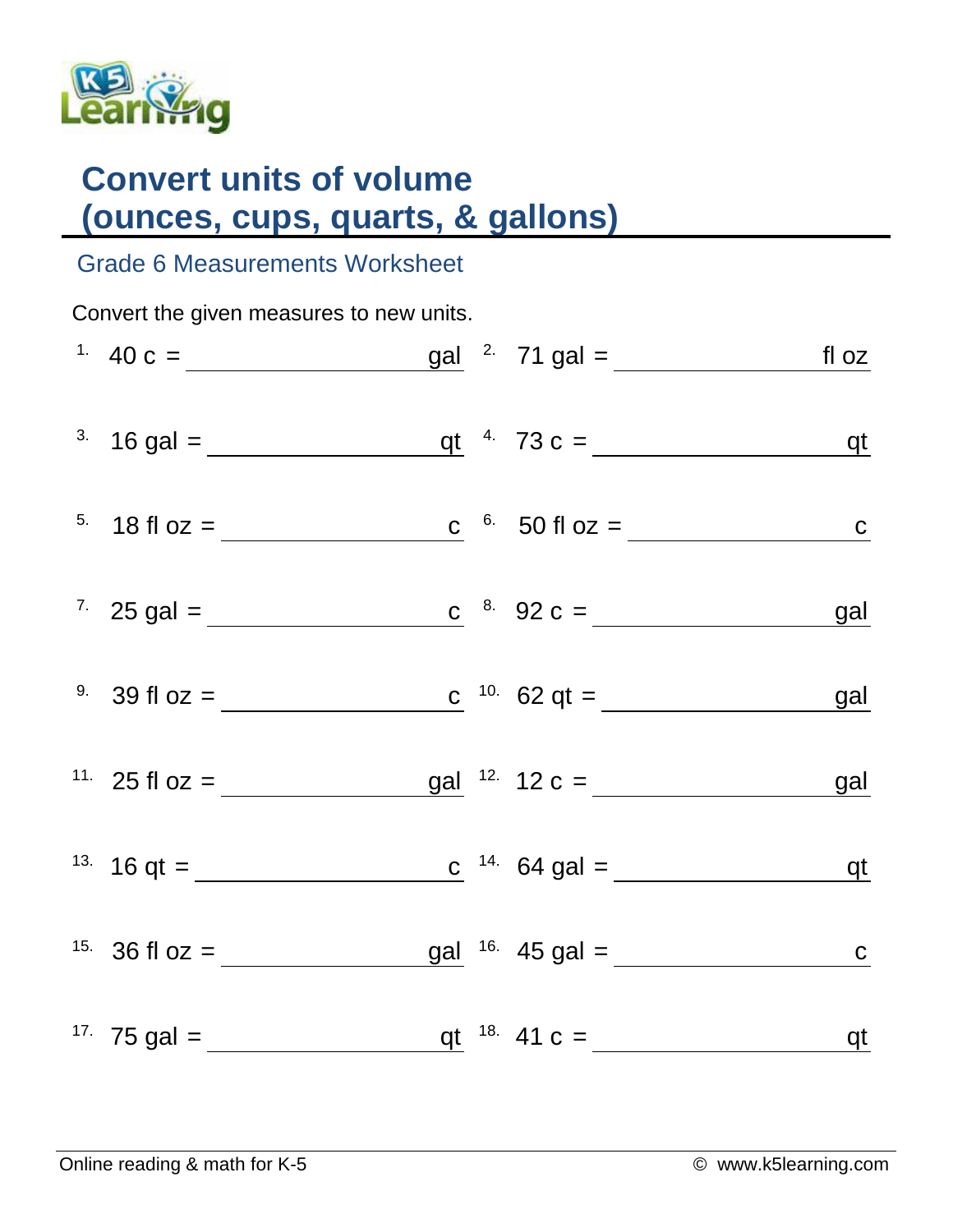# Convert units of volume (ounces, cups, quarts, & gallons)

## Grade 6 Measurements Worksheet

Convert the given measures to new units.

1. 40 c = ________________ gal
2. 71 gal = ________________ fl oz
3. 16 gal = ________________ qt
4. 73 c = ________________ qt
5. 18 fl oz = ________________ c
6. 50 fl oz = ________________ c
7. 25 gal = ________________ c
8. 92 c = ________________ gal
9. 39 fl oz = ________________ c
10. 62 qt = ________________ gal
11. 25 fl oz = ________________ gal
12. 12 c = ________________ gal
13. 16 qt = ________________ c
14. 64 gal = ________________ qt
15. 36 fl oz = ________________ gal
16. 45 gal = ________________ c
17. 75 gal = ________________ qt
18. 41 c = ________________ qt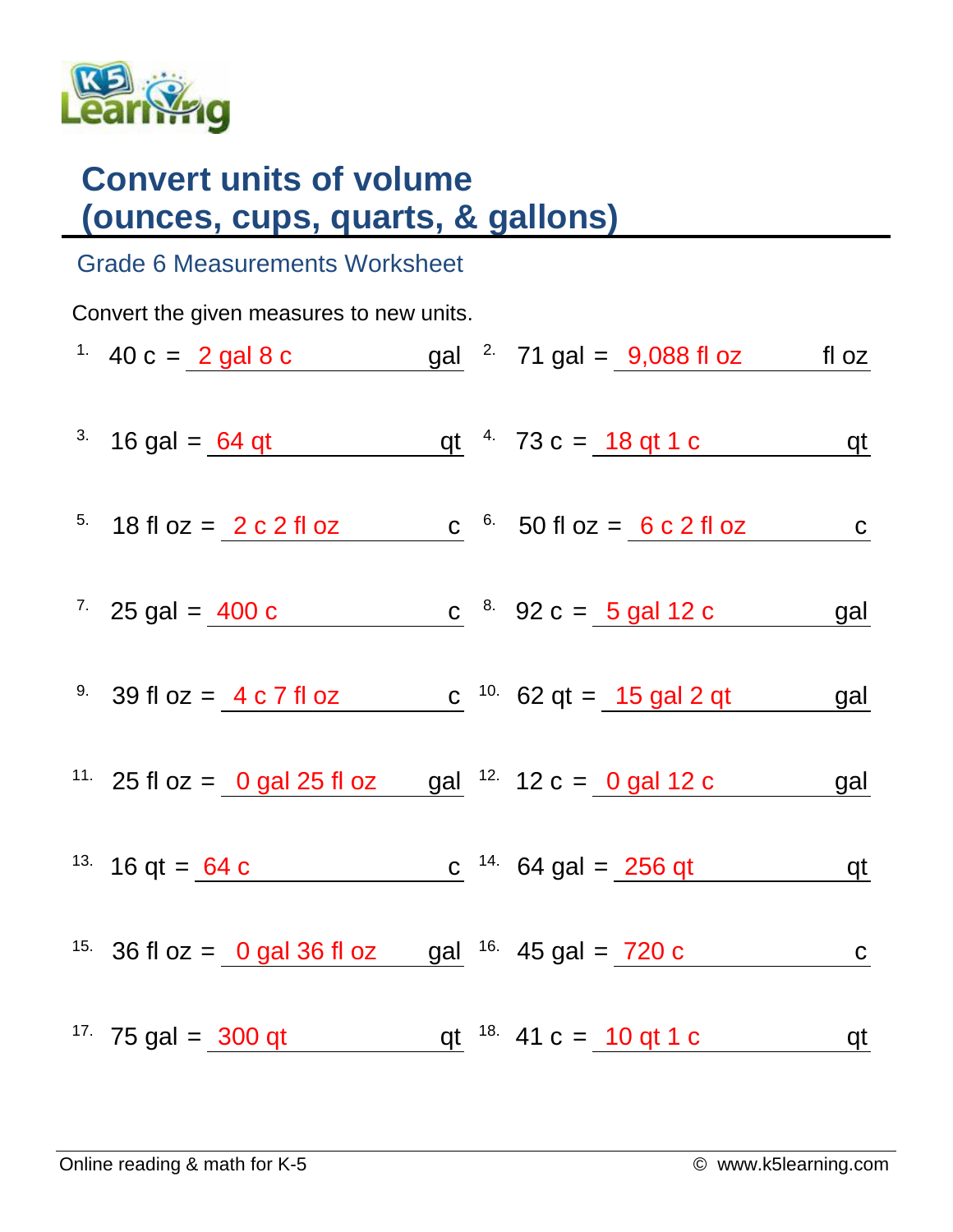# Convert units of volume (ounces, cups, quarts, & gallons)

## Grade 6 Measurements Worksheet

Convert the given measures to new units.

1. 40 c = 2 gal 8 c gal
2. 71 gal = 9,088 fl oz fl oz
3. 16 gal = 64 qt qt
4. 73 c = 18 qt 1 c qt
5. 18 fl oz = 2 c 2 fl oz c
6. 50 fl oz = 6 c 2 fl oz c
7. 25 gal = 400 c c
8. 92 c = 5 gal 12 c gal
9. 39 fl oz = 4 c 7 fl oz c
10. 62 qt = 15 gal 2 qt gal
11. 25 fl oz = 0 gal 25 fl oz gal
12. 12 c = 0 gal 12 c gal
13. 16 qt = 64 c c
14. 64 gal = 256 qt qt
15. 36 fl oz = 0 gal 36 fl oz gal
16. 45 gal = 720 c c
17. 75 gal = 300 qt qt
18. 41 c = 10 qt 1 c qt

Online reading & math for K-5 © www.k5learning.com